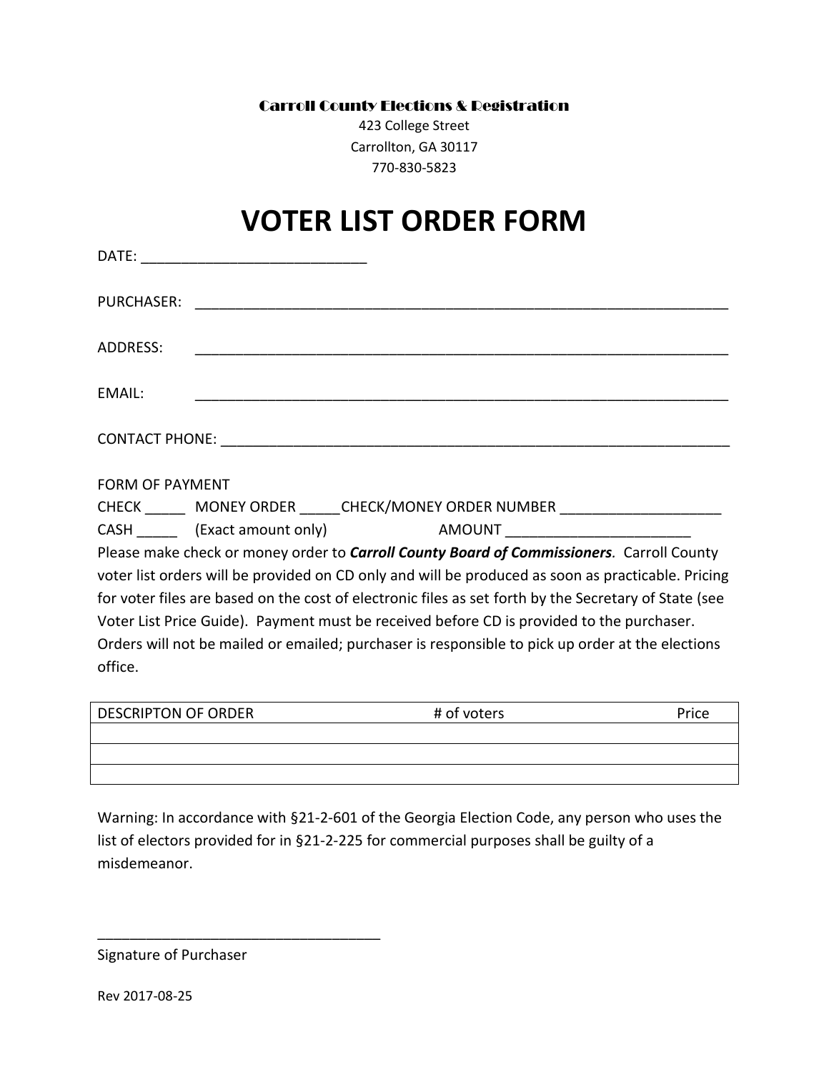Carroll County Elections & Registration
423 College Street
Carrollton, GA 30117
770-830-5823

# VOTER LIST ORDER FORM

DATE: ___________________________

PURCHASER: ___________________________________________________________________

ADDRESS: ___________________________________________________________________

EMAIL: ___________________________________________________________________

CONTACT PHONE: ______________________________________________________________

FORM OF PAYMENT

CHECK _____ MONEY ORDER _____CHECK/MONEY ORDER NUMBER ____________________

CASH _____ (Exact amount only) AMOUNT _______________________

Please make check or money order to ***Carroll County Board of Commissioners***. Carroll County voter list orders will be provided on CD only and will be produced as soon as practicable. Pricing for voter files are based on the cost of electronic files as set forth by the Secretary of State (see Voter List Price Guide). Payment must be received before CD is provided to the purchaser. Orders will not be mailed or emailed; purchaser is responsible to pick up order at the elections office.

| DESCRIPTON OF ORDER | # of voters | Price |
|---|---|---|
| | | |
| | | |
| | | |

Warning: In accordance with §21-2-601 of the Georgia Election Code, any person who uses the list of electors provided for in §21-2-225 for commercial purposes shall be guilty of a misdemeanor.

___________________________________

Signature of Purchaser

Rev 2017-08-25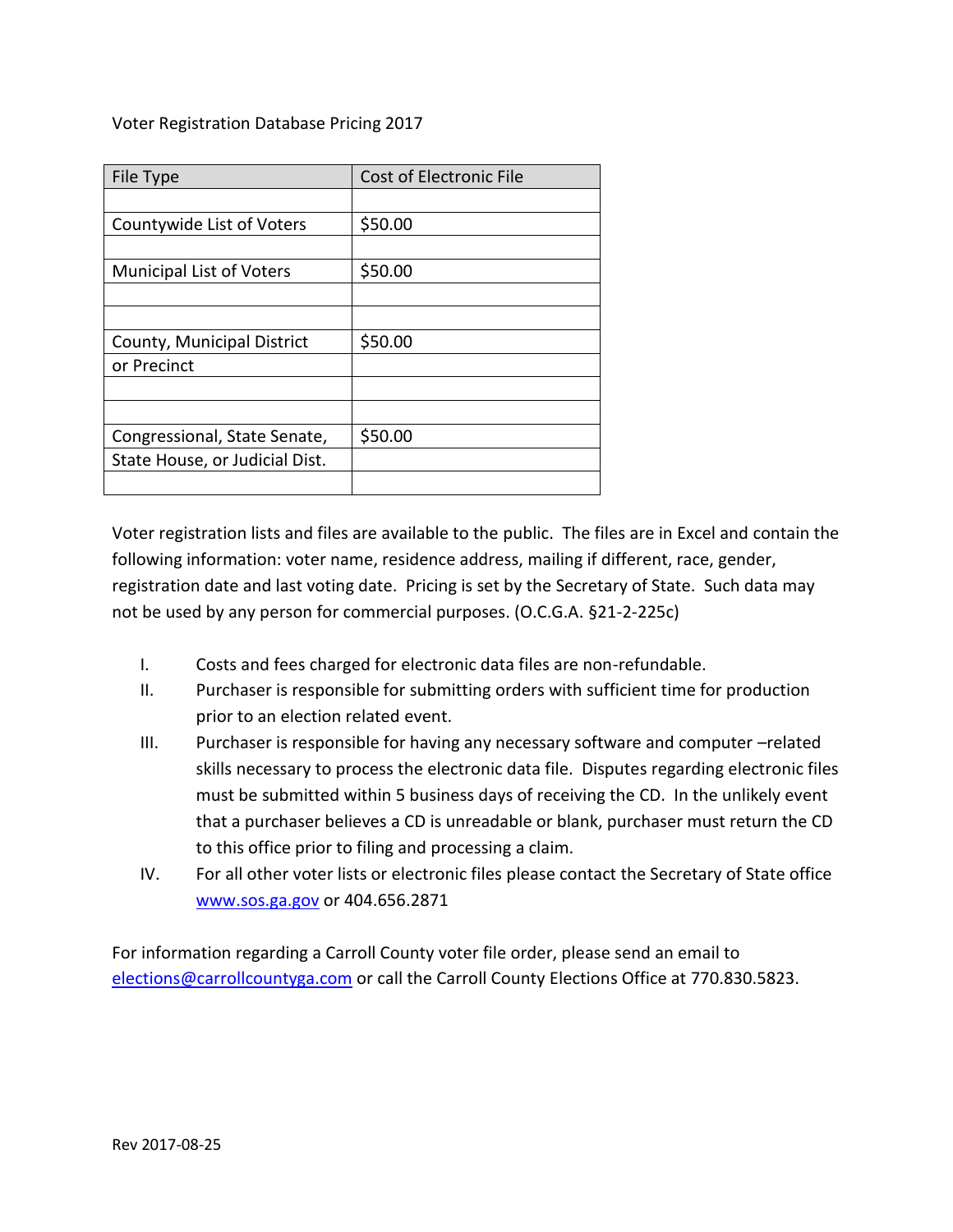Voter Registration Database Pricing 2017

| File Type | Cost of Electronic File |
|---|---|
| | |
| Countywide List of Voters | $50.00 |
| | |
| Municipal List of Voters | $50.00 |
| | |
| | |
| County, Municipal District or Precinct | $50.00 |
| | |
| | |
| Congressional, State Senate, State House, or Judicial Dist. | $50.00 |
| | |

Voter registration lists and files are available to the public. The files are in Excel and contain the following information: voter name, residence address, mailing if different, race, gender, registration date and last voting date. Pricing is set by the Secretary of State. Such data may not be used by any person for commercial purposes. (O.C.G.A. §21-2-225c)

I. Costs and fees charged for electronic data files are non-refundable.

II. Purchaser is responsible for submitting orders with sufficient time for production prior to an election related event.

III. Purchaser is responsible for having any necessary software and computer –related skills necessary to process the electronic data file. Disputes regarding electronic files must be submitted within 5 business days of receiving the CD. In the unlikely event that a purchaser believes a CD is unreadable or blank, purchaser must return the CD to this office prior to filing and processing a claim.

IV. For all other voter lists or electronic files please contact the Secretary of State office www.sos.ga.gov or 404.656.2871

For information regarding a Carroll County voter file order, please send an email to elections@carrollcountyga.com or call the Carroll County Elections Office at 770.830.5823.

Rev 2017-08-25